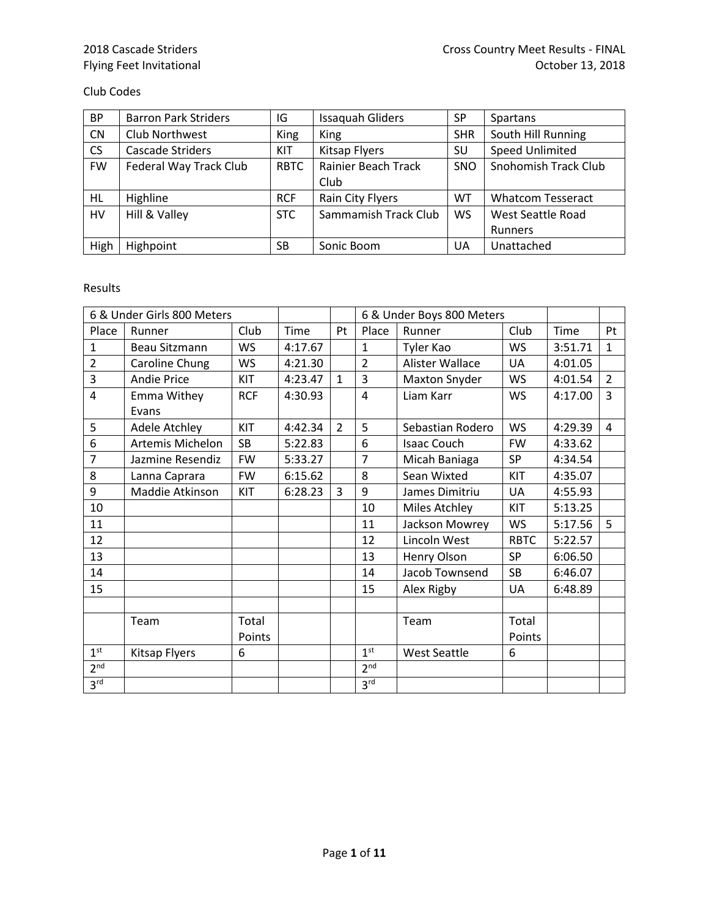2018 Cascade Striders
Flying Feet Invitational

Cross Country Meet Results - FINAL
October 13, 2018

Club Codes

| BP | Barron Park Striders | IG | Issaquah Gliders | SP | Spartans |
|---|---|---|---|---|---|
| CN | Club Northwest | King | King | SHR | South Hill Running |
| CS | Cascade Striders | KIT | Kitsap Flyers | SU | Speed Unlimited |
| FW | Federal Way Track Club | RBTC | Rainier Beach Track Club | SNO | Snohomish Track Club |
| HL | Highline | RCF | Rain City Flyers | WT | Whatcom Tesseract |
| HV | Hill & Valley | STC | Sammamish Track Club | WS | West Seattle Road Runners |
| High | Highpoint | SB | Sonic Boom | UA | Unattached |

Results

| 6 & Under Girls 800 Meters | | | | | 6 & Under Boys 800 Meters | | | | |
|---|---|---|---|---|---|---|---|---|---|
| Place | Runner | Club | Time | Pt | Place | Runner | Club | Time | Pt |
| 1 | Beau Sitzmann | WS | 4:17.67 | | 1 | Tyler Kao | WS | 3:51.71 | 1 |
| 2 | Caroline Chung | WS | 4:21.30 | | 2 | Alister Wallace | UA | 4:01.05 | |
| 3 | Andie Price | KIT | 4:23.47 | 1 | 3 | Maxton Snyder | WS | 4:01.54 | 2 |
| 4 | Emma Withey Evans | RCF | 4:30.93 | | 4 | Liam Karr | WS | 4:17.00 | 3 |
| 5 | Adele Atchley | KIT | 4:42.34 | 2 | 5 | Sebastian Rodero | WS | 4:29.39 | 4 |
| 6 | Artemis Michelon | SB | 5:22.83 | | 6 | Isaac Couch | FW | 4:33.62 | |
| 7 | Jazmine Resendiz | FW | 5:33.27 | | 7 | Micah Baniaga | SP | 4:34.54 | |
| 8 | Lanna Caprara | FW | 6:15.62 | | 8 | Sean Wixted | KIT | 4:35.07 | |
| 9 | Maddie Atkinson | KIT | 6:28.23 | 3 | 9 | James Dimitriu | UA | 4:55.93 | |
| 10 | | | | | 10 | Miles Atchley | KIT | 5:13.25 | |
| 11 | | | | | 11 | Jackson Mowrey | WS | 5:17.56 | 5 |
| 12 | | | | | 12 | Lincoln West | RBTC | 5:22.57 | |
| 13 | | | | | 13 | Henry Olson | SP | 6:06.50 | |
| 14 | | | | | 14 | Jacob Townsend | SB | 6:46.07 | |
| 15 | | | | | 15 | Alex Rigby | UA | 6:48.89 | |
| | | | | | | | | | |
| | Team | Total Points | | | | Team | Total Points | | |
| 1st | Kitsap Flyers | 6 | | | 1st | West Seattle | 6 | | |
| 2nd | | | | | 2nd | | | | |
| 3rd | | | | | 3rd | | | | |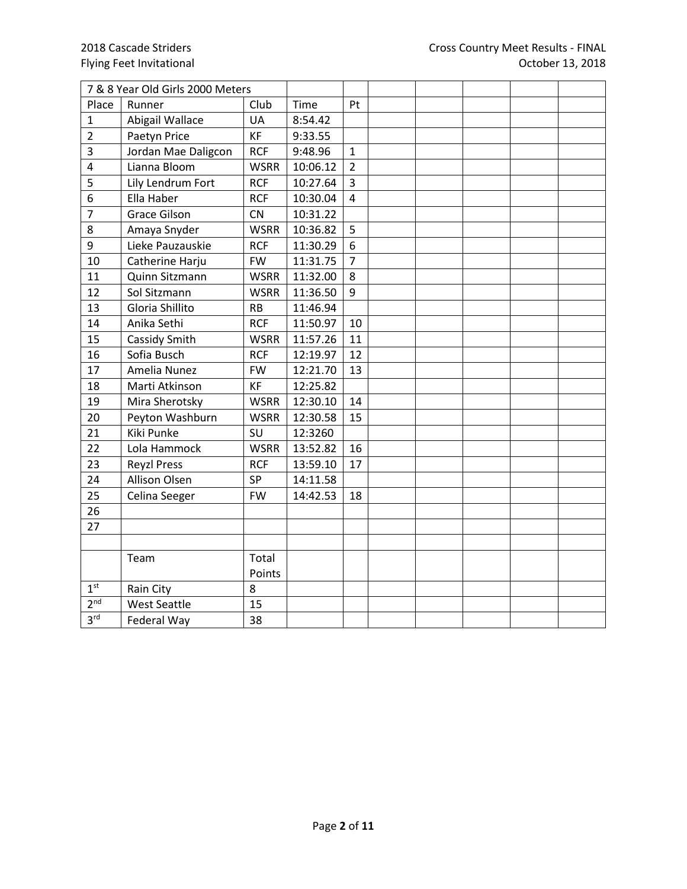| 7 & 8 Year Old Girls 2000 Meters | | | | | | | | | |
|---|---|---|---|---|---|---|---|---|---|
| Place | Runner | Club | Time | Pt | | | | | |
| 1 | Abigail Wallace | UA | 8:54.42 | | | | | | |
| 2 | Paetyn Price | KF | 9:33.55 | | | | | | |
| 3 | Jordan Mae Daligcon | RCF | 9:48.96 | 1 | | | | | |
| 4 | Lianna Bloom | WSRR | 10:06.12 | 2 | | | | | |
| 5 | Lily Lendrum Fort | RCF | 10:27.64 | 3 | | | | | |
| 6 | Ella Haber | RCF | 10:30.04 | 4 | | | | | |
| 7 | Grace Gilson | CN | 10:31.22 | | | | | | |
| 8 | Amaya Snyder | WSRR | 10:36.82 | 5 | | | | | |
| 9 | Lieke Pauzauskie | RCF | 11:30.29 | 6 | | | | | |
| 10 | Catherine Harju | FW | 11:31.75 | 7 | | | | | |
| 11 | Quinn Sitzmann | WSRR | 11:32.00 | 8 | | | | | |
| 12 | Sol Sitzmann | WSRR | 11:36.50 | 9 | | | | | |
| 13 | Gloria Shillito | RB | 11:46.94 | | | | | | |
| 14 | Anika Sethi | RCF | 11:50.97 | 10 | | | | | |
| 15 | Cassidy Smith | WSRR | 11:57.26 | 11 | | | | | |
| 16 | Sofia Busch | RCF | 12:19.97 | 12 | | | | | |
| 17 | Amelia Nunez | FW | 12:21.70 | 13 | | | | | |
| 18 | Marti Atkinson | KF | 12:25.82 | | | | | | |
| 19 | Mira Sherotsky | WSRR | 12:30.10 | 14 | | | | | |
| 20 | Peyton Washburn | WSRR | 12:30.58 | 15 | | | | | |
| 21 | Kiki Punke | SU | 12:3260 | | | | | | |
| 22 | Lola Hammock | WSRR | 13:52.82 | 16 | | | | | |
| 23 | Reyzl Press | RCF | 13:59.10 | 17 | | | | | |
| 24 | Allison Olsen | SP | 14:11.58 | | | | | | |
| 25 | Celina Seeger | FW | 14:42.53 | 18 | | | | | |
| 26 | | | | | | | | | |
| 27 | | | | | | | | | |
| | | | | | | | | | |
| | Team | Total Points | | | | | | | |
| 1st | Rain City | 8 | | | | | | | |
| 2nd | West Seattle | 15 | | | | | | | |
| 3rd | Federal Way | 38 | | | | | | | |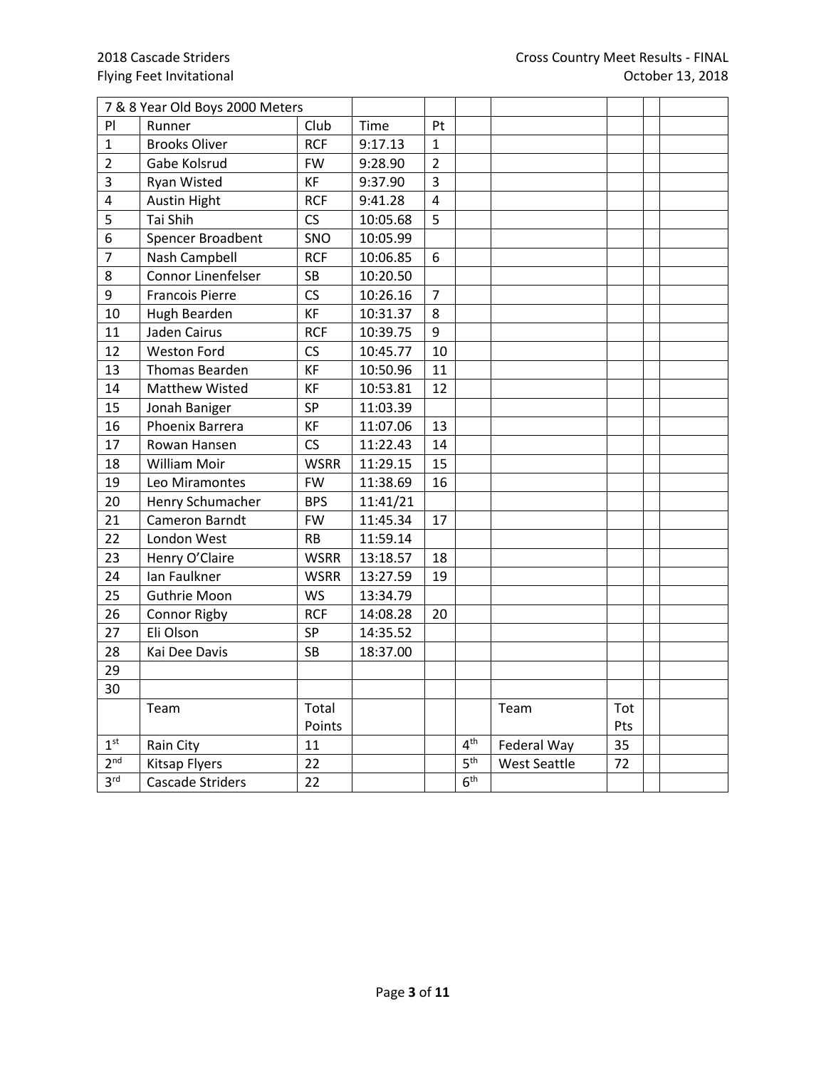| 7 & 8 Year Old Boys 2000 Meters | | | | | | | | | |
|---|---|---|---|---|---|---|---|---|---|
| Pl | Runner | Club | Time | Pt | | | | | |
| 1 | Brooks Oliver | RCF | 9:17.13 | 1 | | | | | |
| 2 | Gabe Kolsrud | FW | 9:28.90 | 2 | | | | | |
| 3 | Ryan Wisted | KF | 9:37.90 | 3 | | | | | |
| 4 | Austin Hight | RCF | 9:41.28 | 4 | | | | | |
| 5 | Tai Shih | CS | 10:05.68 | 5 | | | | | |
| 6 | Spencer Broadbent | SNO | 10:05.99 | | | | | | |
| 7 | Nash Campbell | RCF | 10:06.85 | 6 | | | | | |
| 8 | Connor Linenfelser | SB | 10:20.50 | | | | | | |
| 9 | Francois Pierre | CS | 10:26.16 | 7 | | | | | |
| 10 | Hugh Bearden | KF | 10:31.37 | 8 | | | | | |
| 11 | Jaden Cairus | RCF | 10:39.75 | 9 | | | | | |
| 12 | Weston Ford | CS | 10:45.77 | 10 | | | | | |
| 13 | Thomas Bearden | KF | 10:50.96 | 11 | | | | | |
| 14 | Matthew Wisted | KF | 10:53.81 | 12 | | | | | |
| 15 | Jonah Baniger | SP | 11:03.39 | | | | | | |
| 16 | Phoenix Barrera | KF | 11:07.06 | 13 | | | | | |
| 17 | Rowan Hansen | CS | 11:22.43 | 14 | | | | | |
| 18 | William Moir | WSRR | 11:29.15 | 15 | | | | | |
| 19 | Leo Miramontes | FW | 11:38.69 | 16 | | | | | |
| 20 | Henry Schumacher | BPS | 11:41/21 | | | | | | |
| 21 | Cameron Barndt | FW | 11:45.34 | 17 | | | | | |
| 22 | London West | RB | 11:59.14 | | | | | | |
| 23 | Henry O'Claire | WSRR | 13:18.57 | 18 | | | | | |
| 24 | Ian Faulkner | WSRR | 13:27.59 | 19 | | | | | |
| 25 | Guthrie Moon | WS | 13:34.79 | | | | | | |
| 26 | Connor Rigby | RCF | 14:08.28 | 20 | | | | | |
| 27 | Eli Olson | SP | 14:35.52 | | | | | | |
| 28 | Kai Dee Davis | SB | 18:37.00 | | | | | | |
| 29 | | | | | | | | | |
| 30 | | | | | | | | | |
| | Team | Total Points | | | | Team | Tot Pts | | |
| 1st | Rain City | 11 | | | 4th | Federal Way | 35 | | |
| 2nd | Kitsap Flyers | 22 | | | 5th | West Seattle | 72 | | |
| 3rd | Cascade Striders | 22 | | | 6th | | | | |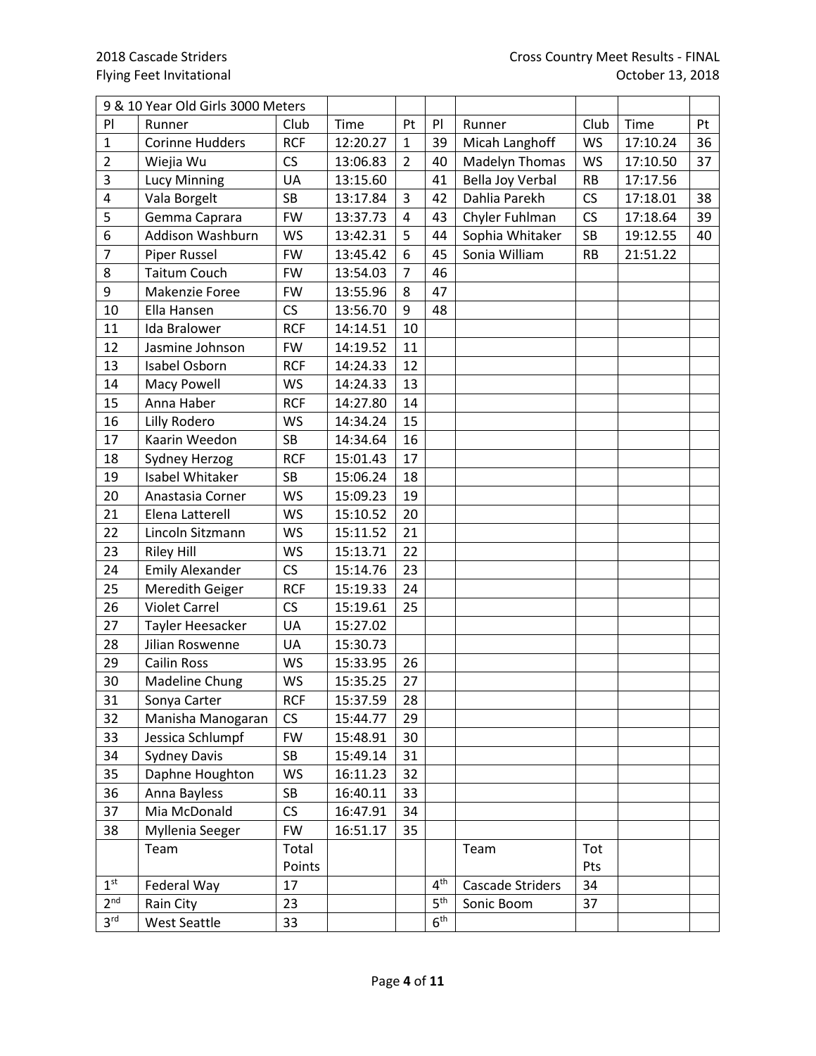2018 Cascade Striders
Flying Feet Invitational

Cross Country Meet Results - FINAL
October 13, 2018

| 9 & 10 Year Old Girls 3000 Meters | | | | | | | | | |
|---|---|---|---|---|---|---|---|---|---|
| Pl | Runner | Club | Time | Pt | Pl | Runner | Club | Time | Pt |
| 1 | Corinne Hudders | RCF | 12:20.27 | 1 | 39 | Micah Langhoff | WS | 17:10.24 | 36 |
| 2 | Wiejia Wu | CS | 13:06.83 | 2 | 40 | Madelyn Thomas | WS | 17:10.50 | 37 |
| 3 | Lucy Minning | UA | 13:15.60 | | 41 | Bella Joy Verbal | RB | 17:17.56 | |
| 4 | Vala Borgelt | SB | 13:17.84 | 3 | 42 | Dahlia Parekh | CS | 17:18.01 | 38 |
| 5 | Gemma Caprara | FW | 13:37.73 | 4 | 43 | Chyler Fuhlman | CS | 17:18.64 | 39 |
| 6 | Addison Washburn | WS | 13:42.31 | 5 | 44 | Sophia Whitaker | SB | 19:12.55 | 40 |
| 7 | Piper Russel | FW | 13:45.42 | 6 | 45 | Sonia William | RB | 21:51.22 | |
| 8 | Taitum Couch | FW | 13:54.03 | 7 | 46 | | | | |
| 9 | Makenzie Foree | FW | 13:55.96 | 8 | 47 | | | | |
| 10 | Ella Hansen | CS | 13:56.70 | 9 | 48 | | | | |
| 11 | Ida Bralower | RCF | 14:14.51 | 10 | | | | | |
| 12 | Jasmine Johnson | FW | 14:19.52 | 11 | | | | | |
| 13 | Isabel Osborn | RCF | 14:24.33 | 12 | | | | | |
| 14 | Macy Powell | WS | 14:24.33 | 13 | | | | | |
| 15 | Anna Haber | RCF | 14:27.80 | 14 | | | | | |
| 16 | Lilly Rodero | WS | 14:34.24 | 15 | | | | | |
| 17 | Kaarin Weedon | SB | 14:34.64 | 16 | | | | | |
| 18 | Sydney Herzog | RCF | 15:01.43 | 17 | | | | | |
| 19 | Isabel Whitaker | SB | 15:06.24 | 18 | | | | | |
| 20 | Anastasia Corner | WS | 15:09.23 | 19 | | | | | |
| 21 | Elena Latterell | WS | 15:10.52 | 20 | | | | | |
| 22 | Lincoln Sitzmann | WS | 15:11.52 | 21 | | | | | |
| 23 | Riley Hill | WS | 15:13.71 | 22 | | | | | |
| 24 | Emily Alexander | CS | 15:14.76 | 23 | | | | | |
| 25 | Meredith Geiger | RCF | 15:19.33 | 24 | | | | | |
| 26 | Violet Carrel | CS | 15:19.61 | 25 | | | | | |
| 27 | Tayler Heesacker | UA | 15:27.02 | | | | | | |
| 28 | Jilian Roswenne | UA | 15:30.73 | | | | | | |
| 29 | Cailin Ross | WS | 15:33.95 | 26 | | | | | |
| 30 | Madeline Chung | WS | 15:35.25 | 27 | | | | | |
| 31 | Sonya Carter | RCF | 15:37.59 | 28 | | | | | |
| 32 | Manisha Manogaran | CS | 15:44.77 | 29 | | | | | |
| 33 | Jessica Schlumpf | FW | 15:48.91 | 30 | | | | | |
| 34 | Sydney Davis | SB | 15:49.14 | 31 | | | | | |
| 35 | Daphne Houghton | WS | 16:11.23 | 32 | | | | | |
| 36 | Anna Bayless | SB | 16:40.11 | 33 | | | | | |
| 37 | Mia McDonald | CS | 16:47.91 | 34 | | | | | |
| 38 | Myllenia Seeger | FW | 16:51.17 | 35 | | | | | |
| | Team | Total Points | | | | Team | Tot Pts | | |
| 1st | Federal Way | 17 | | | 4th | Cascade Striders | 34 | | |
| 2nd | Rain City | 23 | | | 5th | Sonic Boom | 37 | | |
| 3rd | West Seattle | 33 | | | 6th | | | | |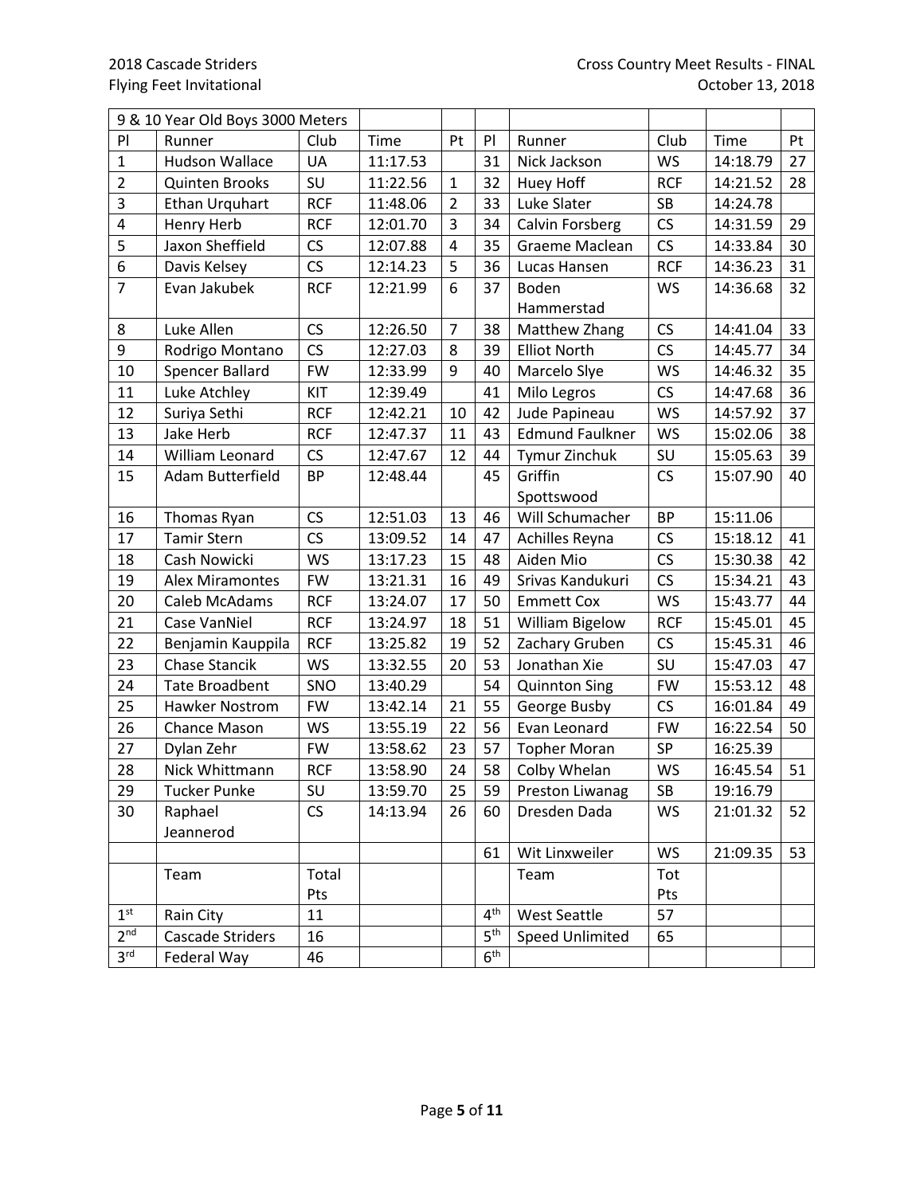| 9 & 10 Year Old Boys 3000 Meters | | | | | | | | | |
|---|---|---|---|---|---|---|---|---|---|
| Pl | Runner | Club | Time | Pt | Pl | Runner | Club | Time | Pt |
| 1 | Hudson Wallace | UA | 11:17.53 | | 31 | Nick Jackson | WS | 14:18.79 | 27 |
| 2 | Quinten Brooks | SU | 11:22.56 | 1 | 32 | Huey Hoff | RCF | 14:21.52 | 28 |
| 3 | Ethan Urquhart | RCF | 11:48.06 | 2 | 33 | Luke Slater | SB | 14:24.78 | |
| 4 | Henry Herb | RCF | 12:01.70 | 3 | 34 | Calvin Forsberg | CS | 14:31.59 | 29 |
| 5 | Jaxon Sheffield | CS | 12:07.88 | 4 | 35 | Graeme Maclean | CS | 14:33.84 | 30 |
| 6 | Davis Kelsey | CS | 12:14.23 | 5 | 36 | Lucas Hansen | RCF | 14:36.23 | 31 |
| 7 | Evan Jakubek | RCF | 12:21.99 | 6 | 37 | Boden Hammerstad | WS | 14:36.68 | 32 |
| 8 | Luke Allen | CS | 12:26.50 | 7 | 38 | Matthew Zhang | CS | 14:41.04 | 33 |
| 9 | Rodrigo Montano | CS | 12:27.03 | 8 | 39 | Elliot North | CS | 14:45.77 | 34 |
| 10 | Spencer Ballard | FW | 12:33.99 | 9 | 40 | Marcelo Slye | WS | 14:46.32 | 35 |
| 11 | Luke Atchley | KIT | 12:39.49 | | 41 | Milo Legros | CS | 14:47.68 | 36 |
| 12 | Suriya Sethi | RCF | 12:42.21 | 10 | 42 | Jude Papineau | WS | 14:57.92 | 37 |
| 13 | Jake Herb | RCF | 12:47.37 | 11 | 43 | Edmund Faulkner | WS | 15:02.06 | 38 |
| 14 | William Leonard | CS | 12:47.67 | 12 | 44 | Tymur Zinchuk | SU | 15:05.63 | 39 |
| 15 | Adam Butterfield | BP | 12:48.44 | | 45 | Griffin Spottswood | CS | 15:07.90 | 40 |
| 16 | Thomas Ryan | CS | 12:51.03 | 13 | 46 | Will Schumacher | BP | 15:11.06 | |
| 17 | Tamir Stern | CS | 13:09.52 | 14 | 47 | Achilles Reyna | CS | 15:18.12 | 41 |
| 18 | Cash Nowicki | WS | 13:17.23 | 15 | 48 | Aiden Mio | CS | 15:30.38 | 42 |
| 19 | Alex Miramontes | FW | 13:21.31 | 16 | 49 | Srivas Kandukuri | CS | 15:34.21 | 43 |
| 20 | Caleb McAdams | RCF | 13:24.07 | 17 | 50 | Emmett Cox | WS | 15:43.77 | 44 |
| 21 | Case VanNiel | RCF | 13:24.97 | 18 | 51 | William Bigelow | RCF | 15:45.01 | 45 |
| 22 | Benjamin Kauppila | RCF | 13:25.82 | 19 | 52 | Zachary Gruben | CS | 15:45.31 | 46 |
| 23 | Chase Stancik | WS | 13:32.55 | 20 | 53 | Jonathan Xie | SU | 15:47.03 | 47 |
| 24 | Tate Broadbent | SNO | 13:40.29 | | 54 | Quinnton Sing | FW | 15:53.12 | 48 |
| 25 | Hawker Nostrom | FW | 13:42.14 | 21 | 55 | George Busby | CS | 16:01.84 | 49 |
| 26 | Chance Mason | WS | 13:55.19 | 22 | 56 | Evan Leonard | FW | 16:22.54 | 50 |
| 27 | Dylan Zehr | FW | 13:58.62 | 23 | 57 | Topher Moran | SP | 16:25.39 | |
| 28 | Nick Whittmann | RCF | 13:58.90 | 24 | 58 | Colby Whelan | WS | 16:45.54 | 51 |
| 29 | Tucker Punke | SU | 13:59.70 | 25 | 59 | Preston Liwanag | SB | 19:16.79 | |
| 30 | Raphael Jeannerod | CS | 14:13.94 | 26 | 60 | Dresden Dada | WS | 21:01.32 | 52 |
| | | | | | 61 | Wit Linxweiler | WS | 21:09.35 | 53 |
| | Team | Total Pts | | | | Team | Tot Pts | | |
| 1st | Rain City | 11 | | | 4th | West Seattle | 57 | | |
| 2nd | Cascade Striders | 16 | | | 5th | Speed Unlimited | 65 | | |
| 3rd | Federal Way | 46 | | | 6th | | | | |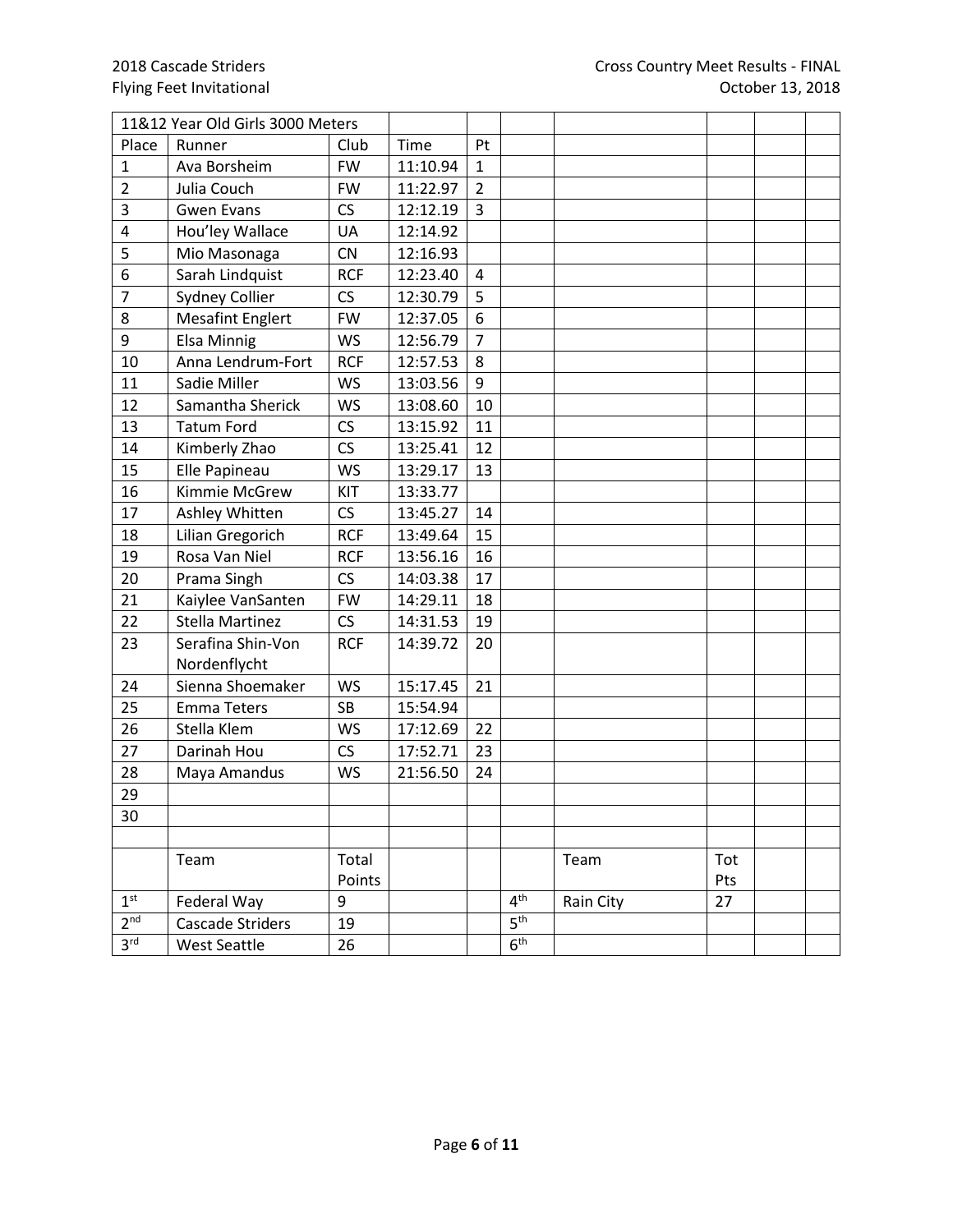| 11&12 Year Old Girls 3000 Meters | | | | | | | | | |
|---|---|---|---|---|---|---|---|---|---|
| Place | Runner | Club | Time | Pt | | | | | |
| 1 | Ava Borsheim | FW | 11:10.94 | 1 | | | | | |
| 2 | Julia Couch | FW | 11:22.97 | 2 | | | | | |
| 3 | Gwen Evans | CS | 12:12.19 | 3 | | | | | |
| 4 | Hou'ley Wallace | UA | 12:14.92 | | | | | | |
| 5 | Mio Masonaga | CN | 12:16.93 | | | | | | |
| 6 | Sarah Lindquist | RCF | 12:23.40 | 4 | | | | | |
| 7 | Sydney Collier | CS | 12:30.79 | 5 | | | | | |
| 8 | Mesafint Englert | FW | 12:37.05 | 6 | | | | | |
| 9 | Elsa Minnig | WS | 12:56.79 | 7 | | | | | |
| 10 | Anna Lendrum-Fort | RCF | 12:57.53 | 8 | | | | | |
| 11 | Sadie Miller | WS | 13:03.56 | 9 | | | | | |
| 12 | Samantha Sherick | WS | 13:08.60 | 10 | | | | | |
| 13 | Tatum Ford | CS | 13:15.92 | 11 | | | | | |
| 14 | Kimberly Zhao | CS | 13:25.41 | 12 | | | | | |
| 15 | Elle Papineau | WS | 13:29.17 | 13 | | | | | |
| 16 | Kimmie McGrew | KIT | 13:33.77 | | | | | | |
| 17 | Ashley Whitten | CS | 13:45.27 | 14 | | | | | |
| 18 | Lilian Gregorich | RCF | 13:49.64 | 15 | | | | | |
| 19 | Rosa Van Niel | RCF | 13:56.16 | 16 | | | | | |
| 20 | Prama Singh | CS | 14:03.38 | 17 | | | | | |
| 21 | Kaiylee VanSanten | FW | 14:29.11 | 18 | | | | | |
| 22 | Stella Martinez | CS | 14:31.53 | 19 | | | | | |
| 23 | Serafina Shin-Von Nordenflycht | RCF | 14:39.72 | 20 | | | | | |
| 24 | Sienna Shoemaker | WS | 15:17.45 | 21 | | | | | |
| 25 | Emma Teters | SB | 15:54.94 | | | | | | |
| 26 | Stella Klem | WS | 17:12.69 | 22 | | | | | |
| 27 | Darinah Hou | CS | 17:52.71 | 23 | | | | | |
| 28 | Maya Amandus | WS | 21:56.50 | 24 | | | | | |
| 29 | | | | | | | | | |
| 30 | | | | | | | | | |
| | | | | | | | | | |
| | Team | Total Points | | | | Team | Tot Pts | | |
| 1st | Federal Way | 9 | | | 4th | Rain City | 27 | | |
| 2nd | Cascade Striders | 19 | | | 5th | | | | |
| 3rd | West Seattle | 26 | | | 6th | | | | |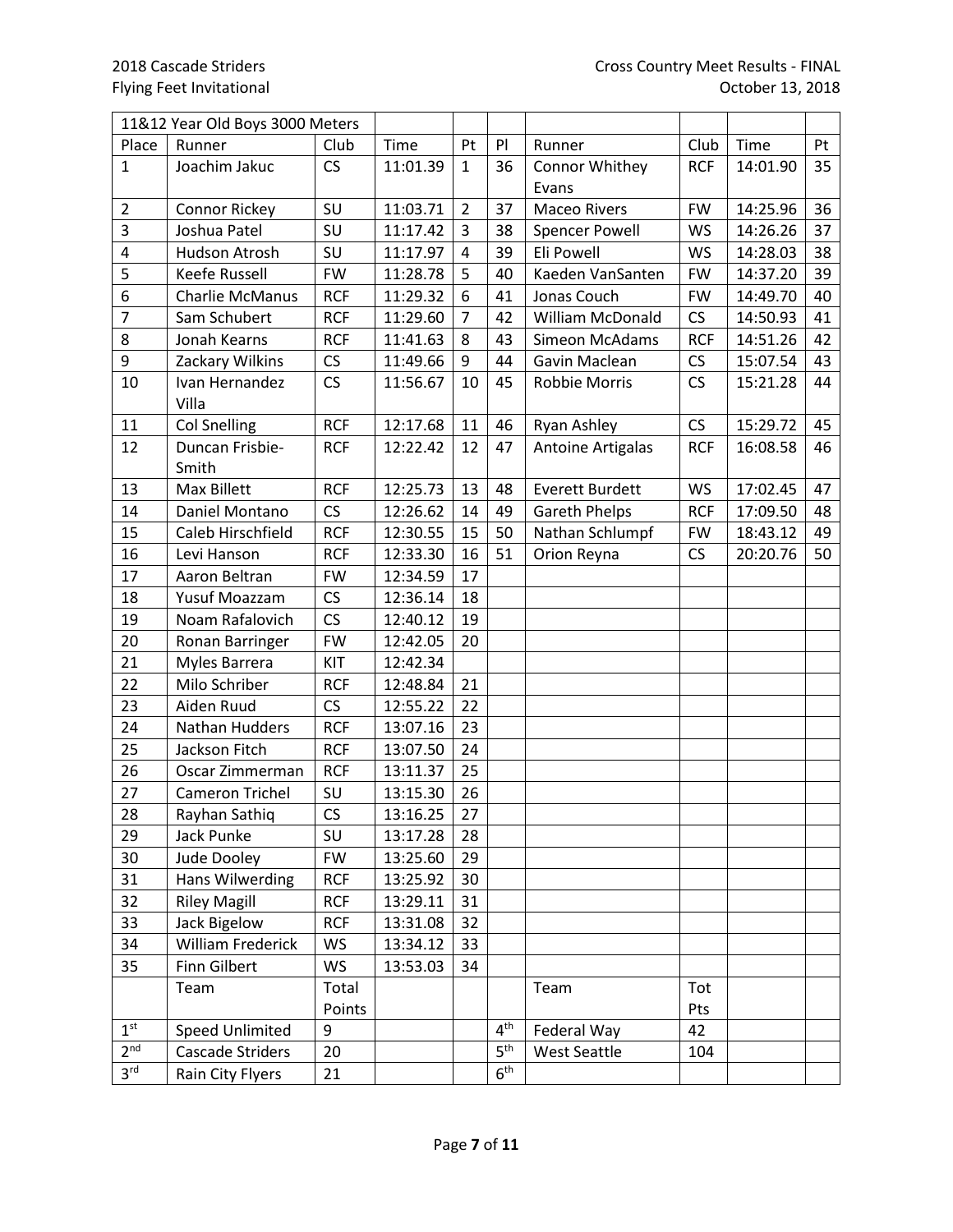2018 Cascade Striders Flying Feet Invitational

Cross Country Meet Results - FINAL
October 13, 2018

| 11&12 Year Old Boys 3000 Meters | | | | | | | | | |
|---|---|---|---|---|---|---|---|---|---|
| Place | Runner | Club | Time | Pt | Pl | Runner | Club | Time | Pt |
| 1 | Joachim Jakuc | CS | 11:01.39 | 1 | 36 | Connor Whithey Evans | RCF | 14:01.90 | 35 |
| 2 | Connor Rickey | SU | 11:03.71 | 2 | 37 | Maceo Rivers | FW | 14:25.96 | 36 |
| 3 | Joshua Patel | SU | 11:17.42 | 3 | 38 | Spencer Powell | WS | 14:26.26 | 37 |
| 4 | Hudson Atrosh | SU | 11:17.97 | 4 | 39 | Eli Powell | WS | 14:28.03 | 38 |
| 5 | Keefe Russell | FW | 11:28.78 | 5 | 40 | Kaeden VanSanten | FW | 14:37.20 | 39 |
| 6 | Charlie McManus | RCF | 11:29.32 | 6 | 41 | Jonas Couch | FW | 14:49.70 | 40 |
| 7 | Sam Schubert | RCF | 11:29.60 | 7 | 42 | William McDonald | CS | 14:50.93 | 41 |
| 8 | Jonah Kearns | RCF | 11:41.63 | 8 | 43 | Simeon McAdams | RCF | 14:51.26 | 42 |
| 9 | Zackary Wilkins | CS | 11:49.66 | 9 | 44 | Gavin Maclean | CS | 15:07.54 | 43 |
| 10 | Ivan Hernandez Villa | CS | 11:56.67 | 10 | 45 | Robbie Morris | CS | 15:21.28 | 44 |
| 11 | Col Snelling | RCF | 12:17.68 | 11 | 46 | Ryan Ashley | CS | 15:29.72 | 45 |
| 12 | Duncan Frisbie-Smith | RCF | 12:22.42 | 12 | 47 | Antoine Artigalas | RCF | 16:08.58 | 46 |
| 13 | Max Billett | RCF | 12:25.73 | 13 | 48 | Everett Burdett | WS | 17:02.45 | 47 |
| 14 | Daniel Montano | CS | 12:26.62 | 14 | 49 | Gareth Phelps | RCF | 17:09.50 | 48 |
| 15 | Caleb Hirschfield | RCF | 12:30.55 | 15 | 50 | Nathan Schlumpf | FW | 18:43.12 | 49 |
| 16 | Levi Hanson | RCF | 12:33.30 | 16 | 51 | Orion Reyna | CS | 20:20.76 | 50 |
| 17 | Aaron Beltran | FW | 12:34.59 | 17 | | | | | |
| 18 | Yusuf Moazzam | CS | 12:36.14 | 18 | | | | | |
| 19 | Noam Rafalovich | CS | 12:40.12 | 19 | | | | | |
| 20 | Ronan Barringer | FW | 12:42.05 | 20 | | | | | |
| 21 | Myles Barrera | KIT | 12:42.34 | | | | | | |
| 22 | Milo Schriber | RCF | 12:48.84 | 21 | | | | | |
| 23 | Aiden Ruud | CS | 12:55.22 | 22 | | | | | |
| 24 | Nathan Hudders | RCF | 13:07.16 | 23 | | | | | |
| 25 | Jackson Fitch | RCF | 13:07.50 | 24 | | | | | |
| 26 | Oscar Zimmerman | RCF | 13:11.37 | 25 | | | | | |
| 27 | Cameron Trichel | SU | 13:15.30 | 26 | | | | | |
| 28 | Rayhan Sathiq | CS | 13:16.25 | 27 | | | | | |
| 29 | Jack Punke | SU | 13:17.28 | 28 | | | | | |
| 30 | Jude Dooley | FW | 13:25.60 | 29 | | | | | |
| 31 | Hans Wilwerding | RCF | 13:25.92 | 30 | | | | | |
| 32 | Riley Magill | RCF | 13:29.11 | 31 | | | | | |
| 33 | Jack Bigelow | RCF | 13:31.08 | 32 | | | | | |
| 34 | William Frederick | WS | 13:34.12 | 33 | | | | | |
| 35 | Finn Gilbert | WS | 13:53.03 | 34 | | | | | |
| | Team | Total Points | | | | Team | Tot Pts | | |
| 1st | Speed Unlimited | 9 | | | 4th | Federal Way | 42 | | |
| 2nd | Cascade Striders | 20 | | | 5th | West Seattle | 104 | | |
| 3rd | Rain City Flyers | 21 | | | 6th | | | | |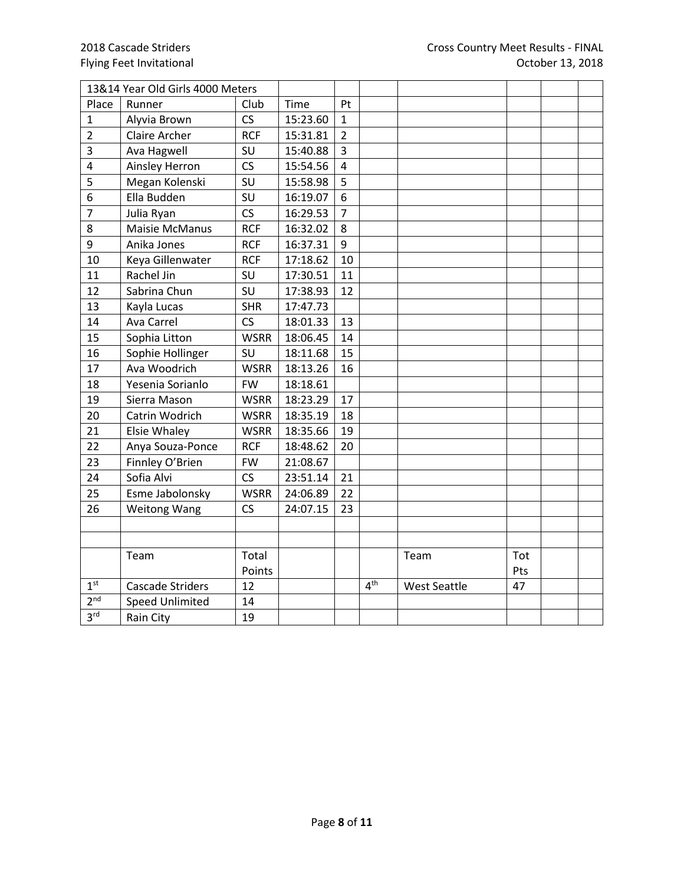| 13&14 Year Old Girls 4000 Meters | | | | | | | | | |
|---|---|---|---|---|---|---|---|---|---|
| Place | Runner | Club | Time | Pt | | | | | |
| 1 | Alyvia Brown | CS | 15:23.60 | 1 | | | | | |
| 2 | Claire Archer | RCF | 15:31.81 | 2 | | | | | |
| 3 | Ava Hagwell | SU | 15:40.88 | 3 | | | | | |
| 4 | Ainsley Herron | CS | 15:54.56 | 4 | | | | | |
| 5 | Megan Kolenski | SU | 15:58.98 | 5 | | | | | |
| 6 | Ella Budden | SU | 16:19.07 | 6 | | | | | |
| 7 | Julia Ryan | CS | 16:29.53 | 7 | | | | | |
| 8 | Maisie McManus | RCF | 16:32.02 | 8 | | | | | |
| 9 | Anika Jones | RCF | 16:37.31 | 9 | | | | | |
| 10 | Keya Gillenwater | RCF | 17:18.62 | 10 | | | | | |
| 11 | Rachel Jin | SU | 17:30.51 | 11 | | | | | |
| 12 | Sabrina Chun | SU | 17:38.93 | 12 | | | | | |
| 13 | Kayla Lucas | SHR | 17:47.73 | | | | | | |
| 14 | Ava Carrel | CS | 18:01.33 | 13 | | | | | |
| 15 | Sophia Litton | WSRR | 18:06.45 | 14 | | | | | |
| 16 | Sophie Hollinger | SU | 18:11.68 | 15 | | | | | |
| 17 | Ava Woodrich | WSRR | 18:13.26 | 16 | | | | | |
| 18 | Yesenia Sorianlo | FW | 18:18.61 | | | | | | |
| 19 | Sierra Mason | WSRR | 18:23.29 | 17 | | | | | |
| 20 | Catrin Wodrich | WSRR | 18:35.19 | 18 | | | | | |
| 21 | Elsie Whaley | WSRR | 18:35.66 | 19 | | | | | |
| 22 | Anya Souza-Ponce | RCF | 18:48.62 | 20 | | | | | |
| 23 | Finnley O'Brien | FW | 21:08.67 | | | | | | |
| 24 | Sofia Alvi | CS | 23:51.14 | 21 | | | | | |
| 25 | Esme Jabolonsky | WSRR | 24:06.89 | 22 | | | | | |
| 26 | Weitong Wang | CS | 24:07.15 | 23 | | | | | |
| | | | | | | | | | |
| | | | | | | | | | |
| | Team | Total Points | | | | Team | Tot Pts | | |
| 1st | Cascade Striders | 12 | | | 4th | West Seattle | 47 | | |
| 2nd | Speed Unlimited | 14 | | | | | | | |
| 3rd | Rain City | 19 | | | | | | | |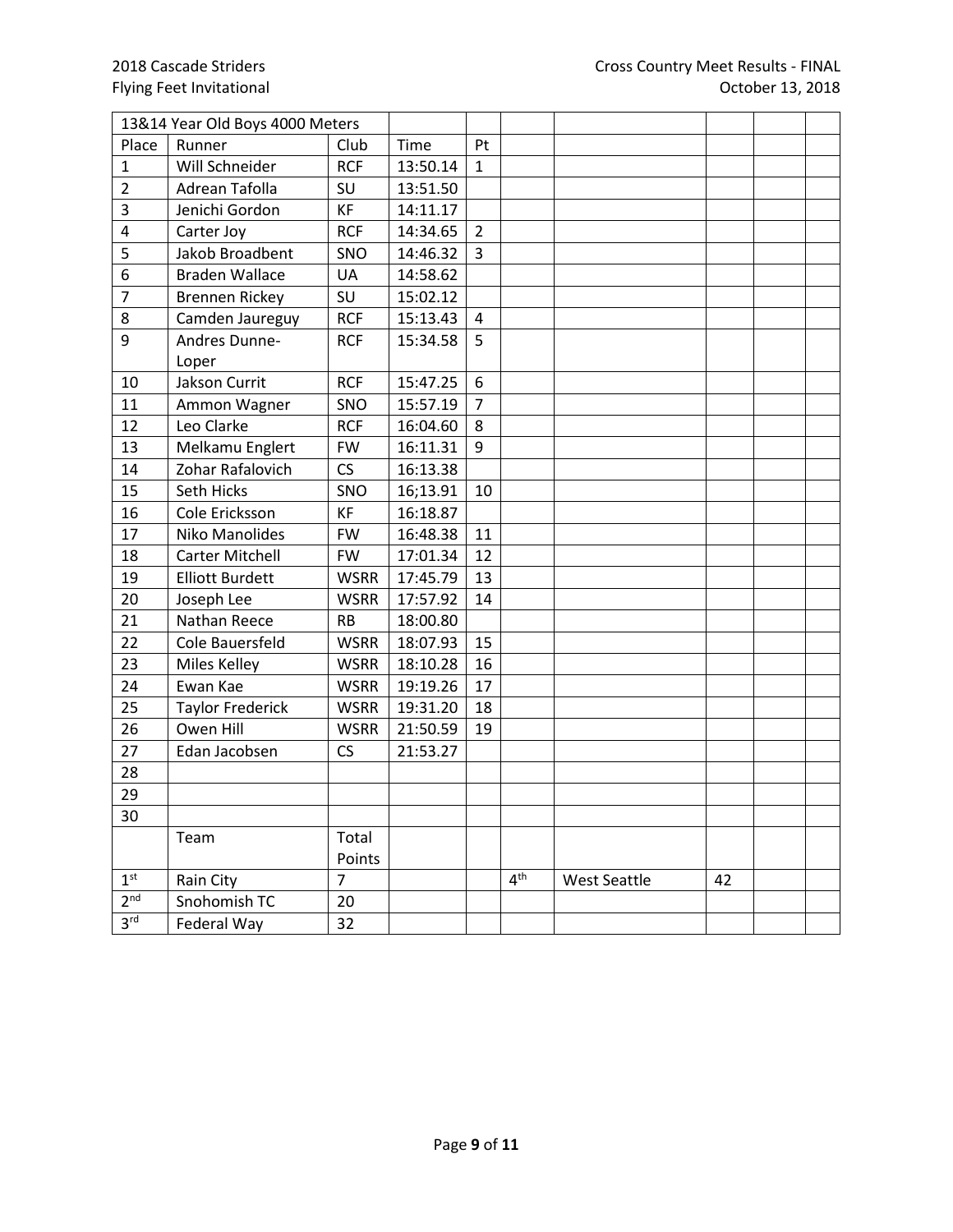| 13&14 Year Old Boys 4000 Meters | | | | | | | | | |
|---|---|---|---|---|---|---|---|---|---|
| Place | Runner | Club | Time | Pt | | | | | |
| 1 | Will Schneider | RCF | 13:50.14 | 1 | | | | | |
| 2 | Adrean Tafolla | SU | 13:51.50 | | | | | | |
| 3 | Jenichi Gordon | KF | 14:11.17 | | | | | | |
| 4 | Carter Joy | RCF | 14:34.65 | 2 | | | | | |
| 5 | Jakob Broadbent | SNO | 14:46.32 | 3 | | | | | |
| 6 | Braden Wallace | UA | 14:58.62 | | | | | | |
| 7 | Brennen Rickey | SU | 15:02.12 | | | | | | |
| 8 | Camden Jaureguy | RCF | 15:13.43 | 4 | | | | | |
| 9 | Andres Dunne-Loper | RCF | 15:34.58 | 5 | | | | | |
| 10 | Jakson Currit | RCF | 15:47.25 | 6 | | | | | |
| 11 | Ammon Wagner | SNO | 15:57.19 | 7 | | | | | |
| 12 | Leo Clarke | RCF | 16:04.60 | 8 | | | | | |
| 13 | Melkamu Englert | FW | 16:11.31 | 9 | | | | | |
| 14 | Zohar Rafalovich | CS | 16:13.38 | | | | | | |
| 15 | Seth Hicks | SNO | 16;13.91 | 10 | | | | | |
| 16 | Cole Ericksson | KF | 16:18.87 | | | | | | |
| 17 | Niko Manolides | FW | 16:48.38 | 11 | | | | | |
| 18 | Carter Mitchell | FW | 17:01.34 | 12 | | | | | |
| 19 | Elliott Burdett | WSRR | 17:45.79 | 13 | | | | | |
| 20 | Joseph Lee | WSRR | 17:57.92 | 14 | | | | | |
| 21 | Nathan Reece | RB | 18:00.80 | | | | | | |
| 22 | Cole Bauersfeld | WSRR | 18:07.93 | 15 | | | | | |
| 23 | Miles Kelley | WSRR | 18:10.28 | 16 | | | | | |
| 24 | Ewan Kae | WSRR | 19:19.26 | 17 | | | | | |
| 25 | Taylor Frederick | WSRR | 19:31.20 | 18 | | | | | |
| 26 | Owen Hill | WSRR | 21:50.59 | 19 | | | | | |
| 27 | Edan Jacobsen | CS | 21:53.27 | | | | | | |
| 28 | | | | | | | | | |
| 29 | | | | | | | | | |
| 30 | | | | | | | | | |
| | Team | Total Points | | | | | | | |
| 1st | Rain City | 7 | | | 4th | West Seattle | 42 | | |
| 2nd | Snohomish TC | 20 | | | | | | | |
| 3rd | Federal Way | 32 | | | | | | | |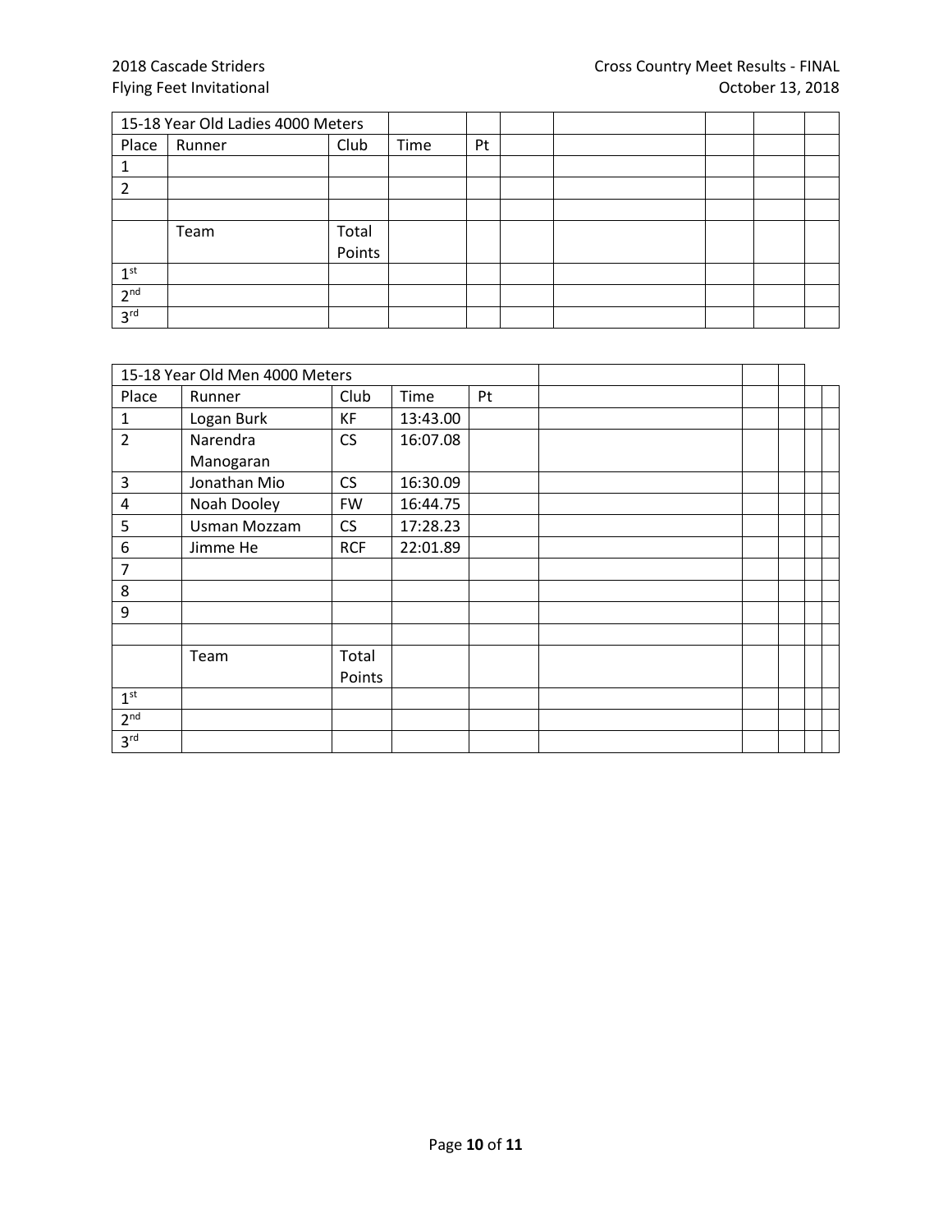| 15-18 Year Old Ladies 4000 Meters | | | | | | | | | |
|---|---|---|---|---|---|---|---|---|---|
| Place | Runner | Club | Time | Pt | | | | | |
| 1 | | | | | | | | | |
| 2 | | | | | | | | | |
| | | | | | | | | | |
| | Team | Total Points | | | | | | | |
| 1st | | | | | | | | | |
| 2nd | | | | | | | | | |
| 3rd | | | | | | | | | |

| 15-18 Year Old Men 4000 Meters | | | | | | | | | |
|---|---|---|---|---|---|---|---|---|---|
| Place | Runner | Club | Time | Pt | | | | | |
| 1 | Logan Burk | KF | 13:43.00 | | | | | | |
| 2 | Narendra Manogaran | CS | 16:07.08 | | | | | | |
| 3 | Jonathan Mio | CS | 16:30.09 | | | | | | |
| 4 | Noah Dooley | FW | 16:44.75 | | | | | | |
| 5 | Usman Mozzam | CS | 17:28.23 | | | | | | |
| 6 | Jimme He | RCF | 22:01.89 | | | | | | |
| 7 | | | | | | | | | |
| 8 | | | | | | | | | |
| 9 | | | | | | | | | |
| | | | | | | | | | |
| | Team | Total Points | | | | | | | |
| 1st | | | | | | | | | |
| 2nd | | | | | | | | | |
| 3rd | | | | | | | | | |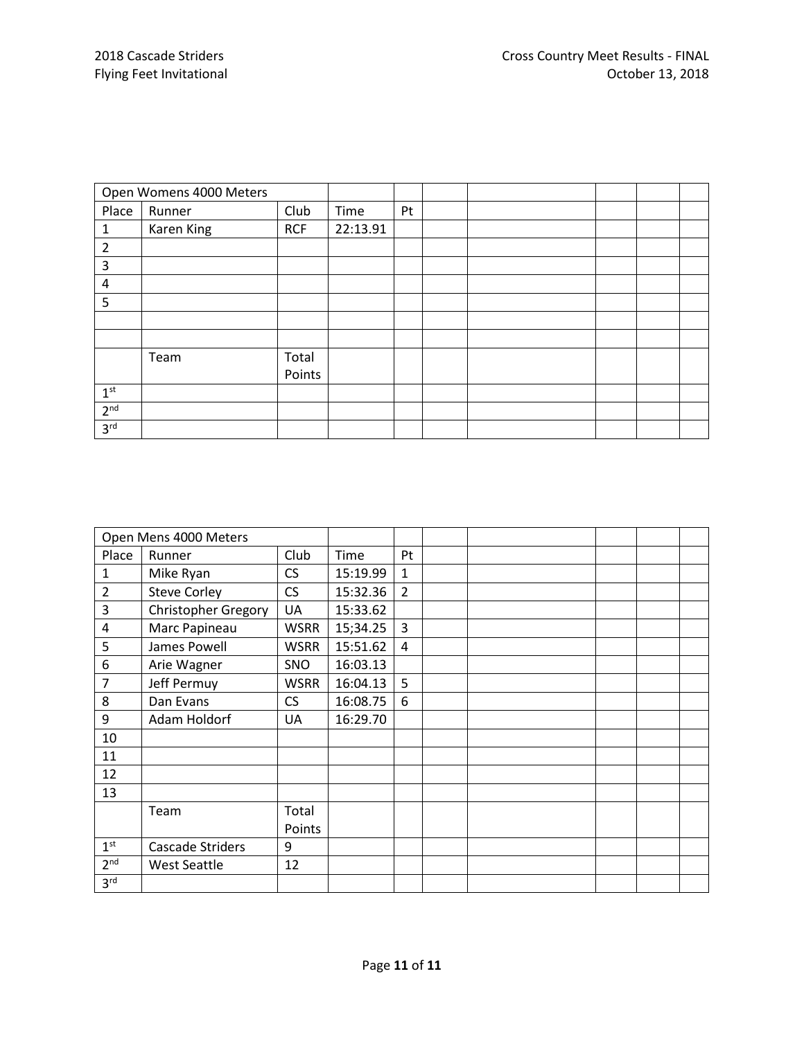| Open Womens 4000 Meters | | | | | | | | | |
|---|---|---|---|---|---|---|---|---|---|
| Place | Runner | Club | Time | Pt | | | | | |
| 1 | Karen King | RCF | 22:13.91 | | | | | | |
| 2 | | | | | | | | | |
| 3 | | | | | | | | | |
| 4 | | | | | | | | | |
| 5 | | | | | | | | | |
| | | | | | | | | | |
| | | | | | | | | | |
| | Team | Total Points | | | | | | | |
| 1st | | | | | | | | | |
| 2nd | | | | | | | | | |
| 3rd | | | | | | | | | |

| Open Mens 4000 Meters | | | | | | | | | |
|---|---|---|---|---|---|---|---|---|---|
| Place | Runner | Club | Time | Pt | | | | | |
| 1 | Mike Ryan | CS | 15:19.99 | 1 | | | | | |
| 2 | Steve Corley | CS | 15:32.36 | 2 | | | | | |
| 3 | Christopher Gregory | UA | 15:33.62 | | | | | | |
| 4 | Marc Papineau | WSRR | 15;34.25 | 3 | | | | | |
| 5 | James Powell | WSRR | 15:51.62 | 4 | | | | | |
| 6 | Arie Wagner | SNO | 16:03.13 | | | | | | |
| 7 | Jeff Permuy | WSRR | 16:04.13 | 5 | | | | | |
| 8 | Dan Evans | CS | 16:08.75 | 6 | | | | | |
| 9 | Adam Holdorf | UA | 16:29.70 | | | | | | |
| 10 | | | | | | | | | |
| 11 | | | | | | | | | |
| 12 | | | | | | | | | |
| 13 | | | | | | | | | |
| | Team | Total Points | | | | | | | |
| 1st | Cascade Striders | 9 | | | | | | | |
| 2nd | West Seattle | 12 | | | | | | | |
| 3rd | | | | | | | | | |